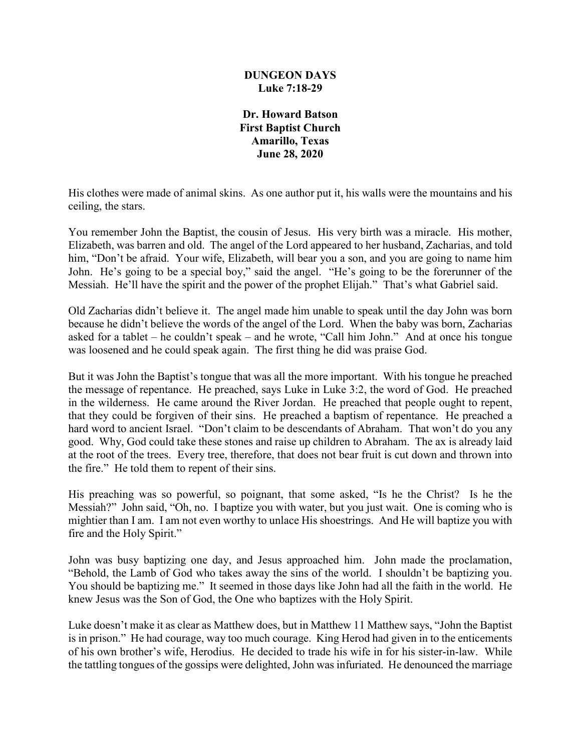**DUNGEON DAYS**
**Luke 7:18-29**

**Dr. Howard Batson**
**First Baptist Church**
**Amarillo, Texas**
**June 28, 2020**

His clothes were made of animal skins. As one author put it, his walls were the mountains and his ceiling, the stars.

You remember John the Baptist, the cousin of Jesus. His very birth was a miracle. His mother, Elizabeth, was barren and old. The angel of the Lord appeared to her husband, Zacharias, and told him, "Don't be afraid. Your wife, Elizabeth, will bear you a son, and you are going to name him John. He's going to be a special boy," said the angel. "He's going to be the forerunner of the Messiah. He'll have the spirit and the power of the prophet Elijah." That's what Gabriel said.

Old Zacharias didn't believe it. The angel made him unable to speak until the day John was born because he didn't believe the words of the angel of the Lord. When the baby was born, Zacharias asked for a tablet – he couldn't speak – and he wrote, "Call him John." And at once his tongue was loosened and he could speak again. The first thing he did was praise God.

But it was John the Baptist's tongue that was all the more important. With his tongue he preached the message of repentance. He preached, says Luke in Luke 3:2, the word of God. He preached in the wilderness. He came around the River Jordan. He preached that people ought to repent, that they could be forgiven of their sins. He preached a baptism of repentance. He preached a hard word to ancient Israel. "Don't claim to be descendants of Abraham. That won't do you any good. Why, God could take these stones and raise up children to Abraham. The ax is already laid at the root of the trees. Every tree, therefore, that does not bear fruit is cut down and thrown into the fire." He told them to repent of their sins.

His preaching was so powerful, so poignant, that some asked, "Is he the Christ? Is he the Messiah?" John said, "Oh, no. I baptize you with water, but you just wait. One is coming who is mightier than I am. I am not even worthy to unlace His shoestrings. And He will baptize you with fire and the Holy Spirit."

John was busy baptizing one day, and Jesus approached him. John made the proclamation, "Behold, the Lamb of God who takes away the sins of the world. I shouldn't be baptizing you. You should be baptizing me." It seemed in those days like John had all the faith in the world. He knew Jesus was the Son of God, the One who baptizes with the Holy Spirit.

Luke doesn't make it as clear as Matthew does, but in Matthew 11 Matthew says, "John the Baptist is in prison." He had courage, way too much courage. King Herod had given in to the enticements of his own brother's wife, Herodius. He decided to trade his wife in for his sister-in-law. While the tattling tongues of the gossips were delighted, John was infuriated. He denounced the marriage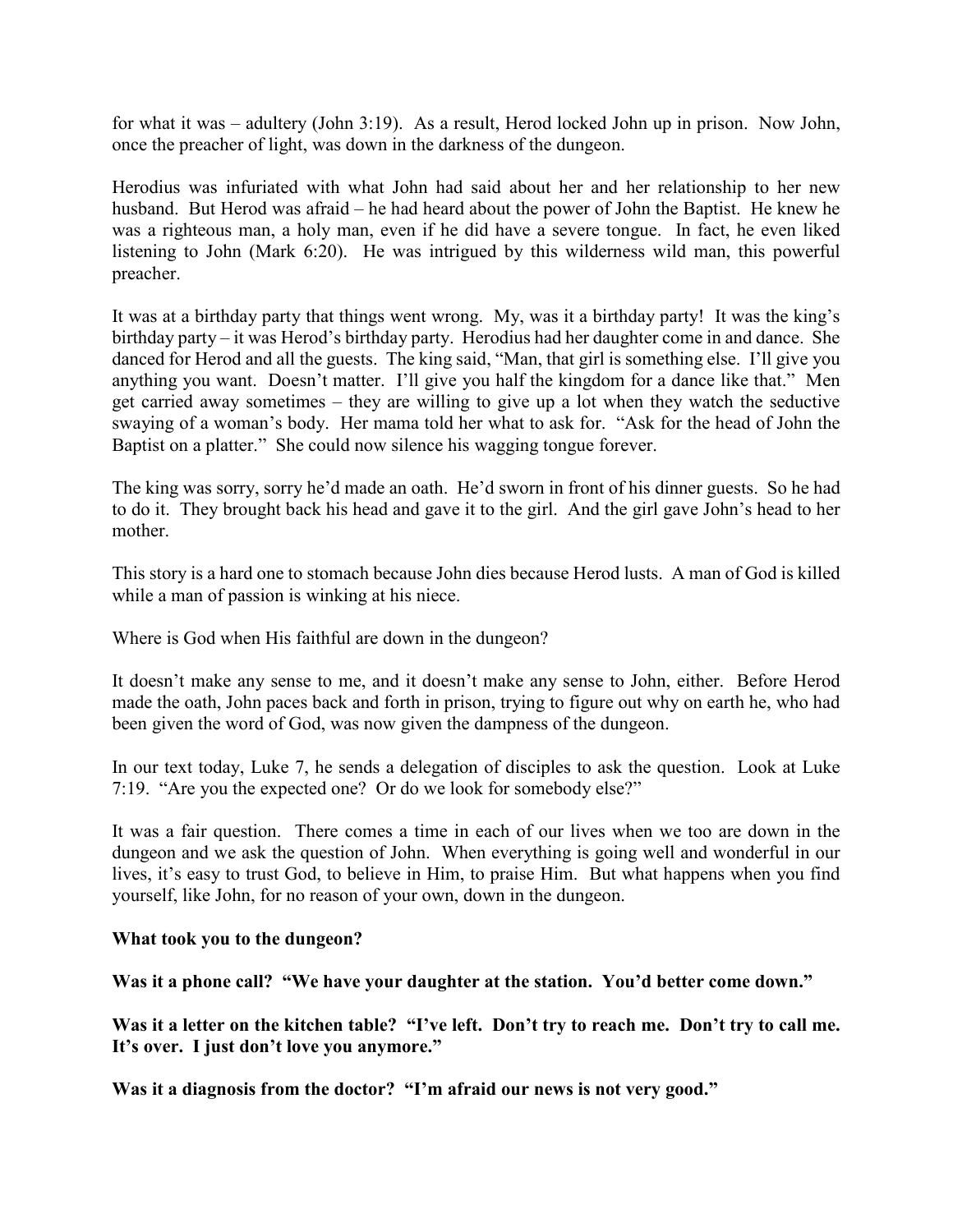for what it was – adultery (John 3:19). As a result, Herod locked John up in prison. Now John, once the preacher of light, was down in the darkness of the dungeon.

Herodius was infuriated with what John had said about her and her relationship to her new husband. But Herod was afraid – he had heard about the power of John the Baptist. He knew he was a righteous man, a holy man, even if he did have a severe tongue. In fact, he even liked listening to John (Mark 6:20). He was intrigued by this wilderness wild man, this powerful preacher.

It was at a birthday party that things went wrong. My, was it a birthday party! It was the king's birthday party – it was Herod's birthday party. Herodius had her daughter come in and dance. She danced for Herod and all the guests. The king said, "Man, that girl is something else. I'll give you anything you want. Doesn't matter. I'll give you half the kingdom for a dance like that." Men get carried away sometimes – they are willing to give up a lot when they watch the seductive swaying of a woman's body. Her mama told her what to ask for. "Ask for the head of John the Baptist on a platter." She could now silence his wagging tongue forever.

The king was sorry, sorry he'd made an oath. He'd sworn in front of his dinner guests. So he had to do it. They brought back his head and gave it to the girl. And the girl gave John's head to her mother.

This story is a hard one to stomach because John dies because Herod lusts. A man of God is killed while a man of passion is winking at his niece.

Where is God when His faithful are down in the dungeon?

It doesn't make any sense to me, and it doesn't make any sense to John, either. Before Herod made the oath, John paces back and forth in prison, trying to figure out why on earth he, who had been given the word of God, was now given the dampness of the dungeon.

In our text today, Luke 7, he sends a delegation of disciples to ask the question. Look at Luke 7:19. "Are you the expected one? Or do we look for somebody else?"

It was a fair question. There comes a time in each of our lives when we too are down in the dungeon and we ask the question of John. When everything is going well and wonderful in our lives, it's easy to trust God, to believe in Him, to praise Him. But what happens when you find yourself, like John, for no reason of your own, down in the dungeon.

**What took you to the dungeon?**

**Was it a phone call? "We have your daughter at the station. You'd better come down."**

**Was it a letter on the kitchen table? "I've left. Don't try to reach me. Don't try to call me. It's over. I just don't love you anymore."**

**Was it a diagnosis from the doctor? "I'm afraid our news is not very good."**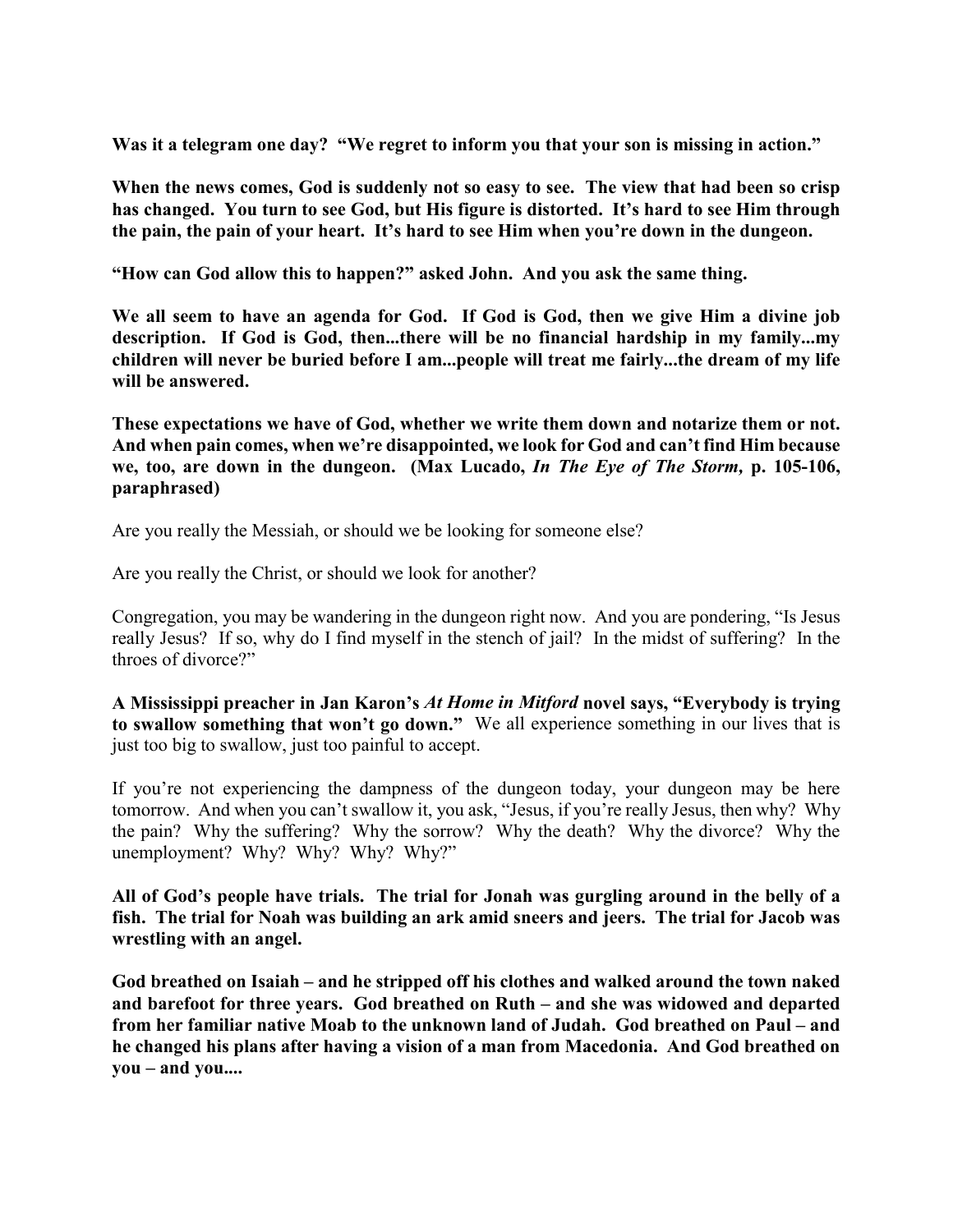**Was it a telegram one day? "We regret to inform you that your son is missing in action."**

**When the news comes, God is suddenly not so easy to see. The view that had been so crisp has changed. You turn to see God, but His figure is distorted. It's hard to see Him through the pain, the pain of your heart. It's hard to see Him when you're down in the dungeon.**

**"How can God allow this to happen?" asked John. And you ask the same thing.**

**We all seem to have an agenda for God. If God is God, then we give Him a divine job description. If God is God, then...there will be no financial hardship in my family...my children will never be buried before I am...people will treat me fairly...the dream of my life will be answered.**

**These expectations we have of God, whether we write them down and notarize them or not. And when pain comes, when we're disappointed, we look for God and can't find Him because we, too, are down in the dungeon. (Max Lucado, *In The Eye of The Storm,* p. 105-106, paraphrased)**

Are you really the Messiah, or should we be looking for someone else?

Are you really the Christ, or should we look for another?

Congregation, you may be wandering in the dungeon right now. And you are pondering, "Is Jesus really Jesus? If so, why do I find myself in the stench of jail? In the midst of suffering? In the throes of divorce?"

**A Mississippi preacher in Jan Karon's *At Home in Mitford* novel says, "Everybody is trying to swallow something that won't go down."** We all experience something in our lives that is just too big to swallow, just too painful to accept.

If you're not experiencing the dampness of the dungeon today, your dungeon may be here tomorrow. And when you can't swallow it, you ask, "Jesus, if you're really Jesus, then why? Why the pain? Why the suffering? Why the sorrow? Why the death? Why the divorce? Why the unemployment? Why? Why? Why? Why?"

**All of God's people have trials. The trial for Jonah was gurgling around in the belly of a fish. The trial for Noah was building an ark amid sneers and jeers. The trial for Jacob was wrestling with an angel.**

**God breathed on Isaiah – and he stripped off his clothes and walked around the town naked and barefoot for three years. God breathed on Ruth – and she was widowed and departed from her familiar native Moab to the unknown land of Judah. God breathed on Paul – and he changed his plans after having a vision of a man from Macedonia. And God breathed on you – and you....**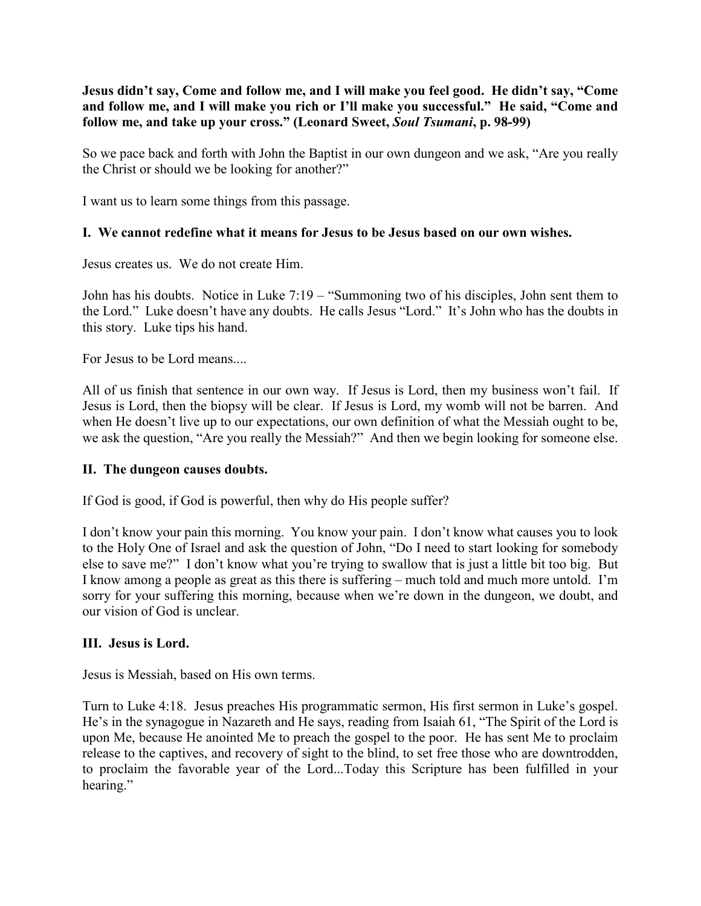**Jesus didn't say, Come and follow me, and I will make you feel good. He didn't say, "Come and follow me, and I will make you rich or I'll make you successful." He said, "Come and follow me, and take up your cross." (Leonard Sweet, *Soul Tsumani*, p. 98-99)**

So we pace back and forth with John the Baptist in our own dungeon and we ask, "Are you really the Christ or should we be looking for another?"

I want us to learn some things from this passage.

### I. We cannot redefine what it means for Jesus to be Jesus based on our own wishes.

Jesus creates us. We do not create Him.

John has his doubts. Notice in Luke 7:19 – "Summoning two of his disciples, John sent them to the Lord." Luke doesn't have any doubts. He calls Jesus "Lord." It's John who has the doubts in this story. Luke tips his hand.

For Jesus to be Lord means....

All of us finish that sentence in our own way. If Jesus is Lord, then my business won't fail. If Jesus is Lord, then the biopsy will be clear. If Jesus is Lord, my womb will not be barren. And when He doesn't live up to our expectations, our own definition of what the Messiah ought to be, we ask the question, "Are you really the Messiah?" And then we begin looking for someone else.

### II. The dungeon causes doubts.

If God is good, if God is powerful, then why do His people suffer?

I don't know your pain this morning. You know your pain. I don't know what causes you to look to the Holy One of Israel and ask the question of John, "Do I need to start looking for somebody else to save me?" I don't know what you're trying to swallow that is just a little bit too big. But I know among a people as great as this there is suffering – much told and much more untold. I'm sorry for your suffering this morning, because when we're down in the dungeon, we doubt, and our vision of God is unclear.

### III. Jesus is Lord.

Jesus is Messiah, based on His own terms.

Turn to Luke 4:18. Jesus preaches His programmatic sermon, His first sermon in Luke's gospel. He's in the synagogue in Nazareth and He says, reading from Isaiah 61, "The Spirit of the Lord is upon Me, because He anointed Me to preach the gospel to the poor. He has sent Me to proclaim release to the captives, and recovery of sight to the blind, to set free those who are downtrodden, to proclaim the favorable year of the Lord...Today this Scripture has been fulfilled in your hearing."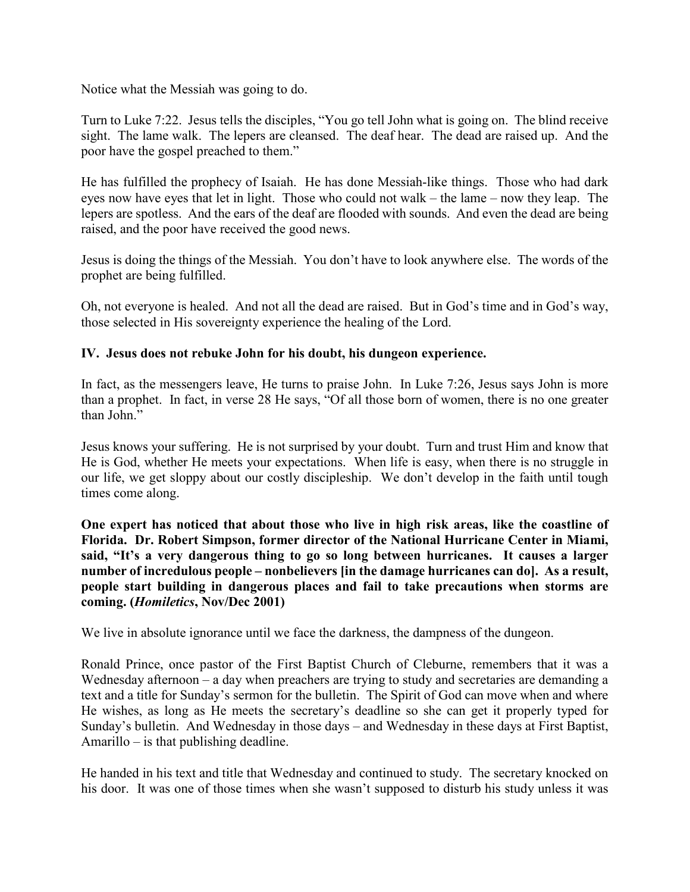Notice what the Messiah was going to do.

Turn to Luke 7:22. Jesus tells the disciples, "You go tell John what is going on. The blind receive sight. The lame walk. The lepers are cleansed. The deaf hear. The dead are raised up. And the poor have the gospel preached to them."

He has fulfilled the prophecy of Isaiah. He has done Messiah-like things. Those who had dark eyes now have eyes that let in light. Those who could not walk – the lame – now they leap. The lepers are spotless. And the ears of the deaf are flooded with sounds. And even the dead are being raised, and the poor have received the good news.

Jesus is doing the things of the Messiah. You don't have to look anywhere else. The words of the prophet are being fulfilled.

Oh, not everyone is healed. And not all the dead are raised. But in God's time and in God's way, those selected in His sovereignty experience the healing of the Lord.

**IV. Jesus does not rebuke John for his doubt, his dungeon experience.**

In fact, as the messengers leave, He turns to praise John. In Luke 7:26, Jesus says John is more than a prophet. In fact, in verse 28 He says, "Of all those born of women, there is no one greater than John."

Jesus knows your suffering. He is not surprised by your doubt. Turn and trust Him and know that He is God, whether He meets your expectations. When life is easy, when there is no struggle in our life, we get sloppy about our costly discipleship. We don't develop in the faith until tough times come along.

**One expert has noticed that about those who live in high risk areas, like the coastline of Florida. Dr. Robert Simpson, former director of the National Hurricane Center in Miami, said, "It's a very dangerous thing to go so long between hurricanes. It causes a larger number of incredulous people – nonbelievers [in the damage hurricanes can do]. As a result, people start building in dangerous places and fail to take precautions when storms are coming. (*Homiletics*, Nov/Dec 2001)**

We live in absolute ignorance until we face the darkness, the dampness of the dungeon.

Ronald Prince, once pastor of the First Baptist Church of Cleburne, remembers that it was a Wednesday afternoon – a day when preachers are trying to study and secretaries are demanding a text and a title for Sunday's sermon for the bulletin. The Spirit of God can move when and where He wishes, as long as He meets the secretary's deadline so she can get it properly typed for Sunday's bulletin. And Wednesday in those days – and Wednesday in these days at First Baptist, Amarillo – is that publishing deadline.

He handed in his text and title that Wednesday and continued to study. The secretary knocked on his door. It was one of those times when she wasn't supposed to disturb his study unless it was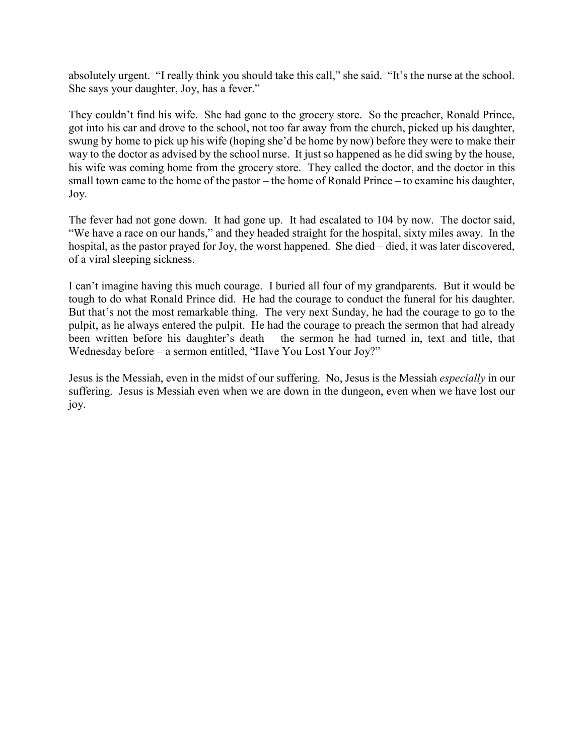absolutely urgent. "I really think you should take this call," she said. "It's the nurse at the school. She says your daughter, Joy, has a fever."

They couldn't find his wife. She had gone to the grocery store. So the preacher, Ronald Prince, got into his car and drove to the school, not too far away from the church, picked up his daughter, swung by home to pick up his wife (hoping she'd be home by now) before they were to make their way to the doctor as advised by the school nurse. It just so happened as he did swing by the house, his wife was coming home from the grocery store. They called the doctor, and the doctor in this small town came to the home of the pastor – the home of Ronald Prince – to examine his daughter, Joy.

The fever had not gone down. It had gone up. It had escalated to 104 by now. The doctor said, "We have a race on our hands," and they headed straight for the hospital, sixty miles away. In the hospital, as the pastor prayed for Joy, the worst happened. She died – died, it was later discovered, of a viral sleeping sickness.

I can't imagine having this much courage. I buried all four of my grandparents. But it would be tough to do what Ronald Prince did. He had the courage to conduct the funeral for his daughter. But that's not the most remarkable thing. The very next Sunday, he had the courage to go to the pulpit, as he always entered the pulpit. He had the courage to preach the sermon that had already been written before his daughter's death – the sermon he had turned in, text and title, that Wednesday before – a sermon entitled, "Have You Lost Your Joy?"

Jesus is the Messiah, even in the midst of our suffering. No, Jesus is the Messiah *especially* in our suffering. Jesus is Messiah even when we are down in the dungeon, even when we have lost our joy.